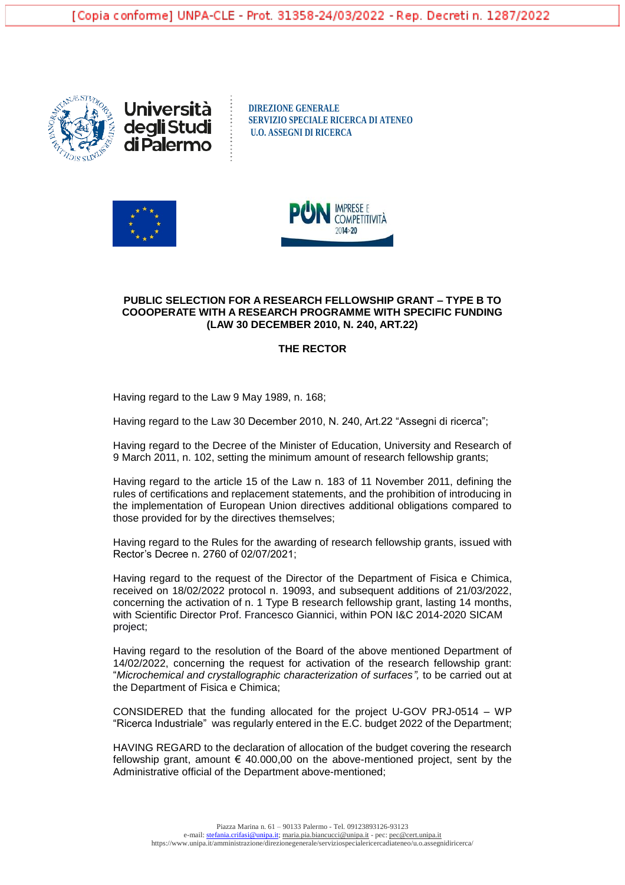[Copia conforme] UNPA-CLE - Prot. 31358-24/03/2022 - Rep. Decreti n. 1287/2022

Università degli Studi di Palermo

**DIREZIONE GENERALE**
**SERVIZIO SPECIALE RICERCA DI ATENEO**
**U.O. ASSEGNI DI RICERCA**

PON IMPRESE E COMPETITIVITÀ 2014-20

**PUBLIC SELECTION FOR A RESEARCH FELLOWSHIP GRANT – TYPE B TO COOOPERATE WITH A RESEARCH PROGRAMME WITH SPECIFIC FUNDING (LAW 30 DECEMBER 2010, N. 240, ART.22)**

**THE RECTOR**

Having regard to the Law 9 May 1989, n. 168;

Having regard to the Law 30 December 2010, N. 240, Art.22 "Assegni di ricerca";

Having regard to the Decree of the Minister of Education, University and Research of 9 March 2011, n. 102, setting the minimum amount of research fellowship grants;

Having regard to the article 15 of the Law n. 183 of 11 November 2011, defining the rules of certifications and replacement statements, and the prohibition of introducing in the implementation of European Union directives additional obligations compared to those provided for by the directives themselves;

Having regard to the Rules for the awarding of research fellowship grants, issued with Rector's Decree n. 2760 of 02/07/2021;

Having regard to the request of the Director of the Department of Fisica e Chimica, received on 18/02/2022 protocol n. 19093, and subsequent additions of 21/03/2022, concerning the activation of n. 1 Type B research fellowship grant, lasting 14 months, with Scientific Director Prof. Francesco Giannici, within PON I&C 2014-2020 SICAM project;

Having regard to the resolution of the Board of the above mentioned Department of 14/02/2022, concerning the request for activation of the research fellowship grant: "*Microchemical and crystallographic characterization of surfaces",* to be carried out at the Department of Fisica e Chimica;

CONSIDERED that the funding allocated for the project U-GOV PRJ-0514 – WP "Ricerca Industriale" was regularly entered in the E.C. budget 2022 of the Department;

HAVING REGARD to the declaration of allocation of the budget covering the research fellowship grant, amount € 40.000,00 on the above-mentioned project, sent by the Administrative official of the Department above-mentioned;

Piazza Marina n. 61 – 90133 Palermo - Tel. 09123893126-93123
e-mail: stefania.crifasi@unipa.it; maria.pia.biancucci@unipa.it - pec: pec@cert.unipa.it
https://www.unipa.it/amministrazione/direzionegenerale/serviziospecialericercadiateneo/u.o.assegnidiricerca/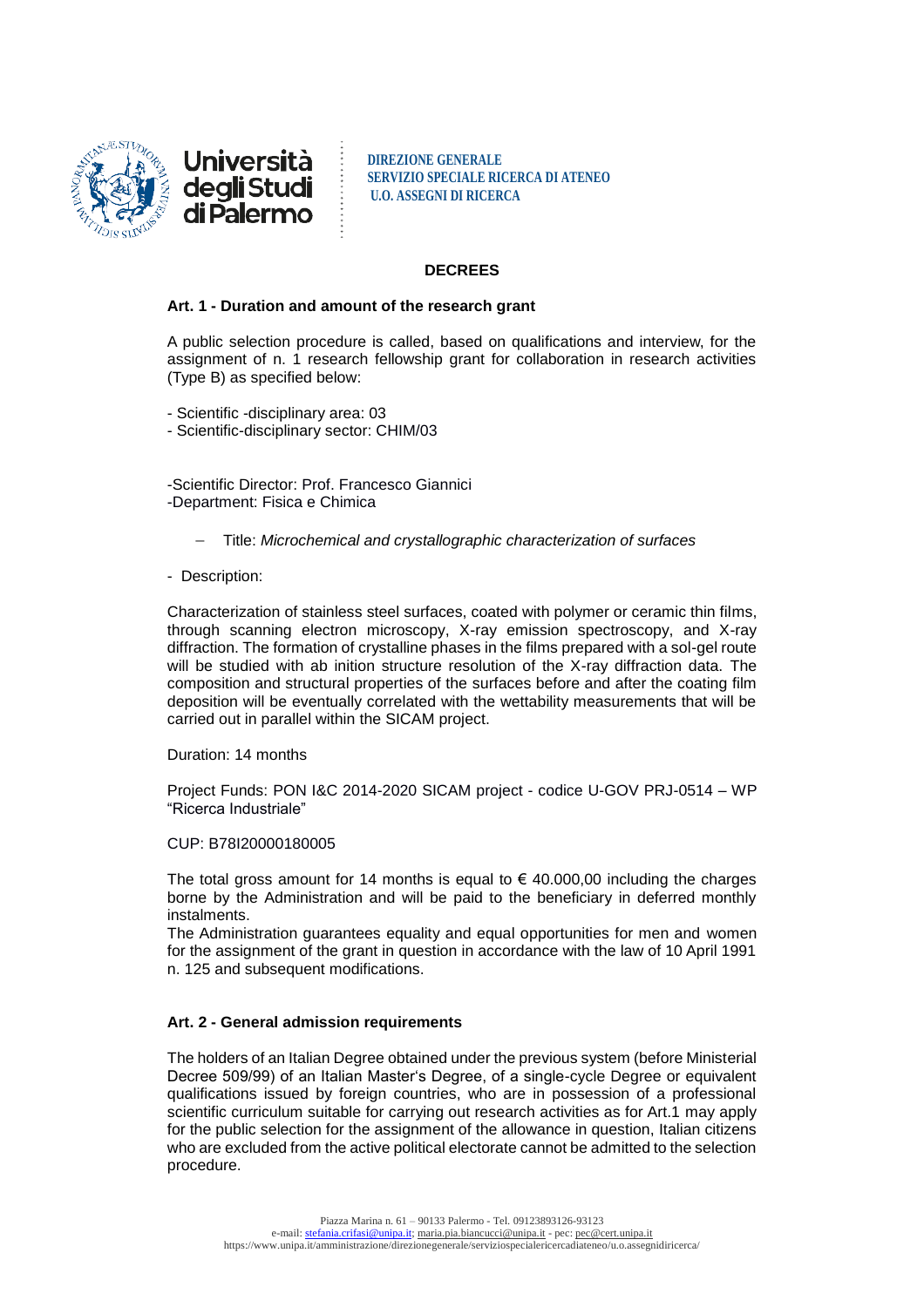## DECREES

### Art. 1 - Duration and amount of the research grant

A public selection procedure is called, based on qualifications and interview, for the assignment of n. 1 research fellowship grant for collaboration in research activities (Type B) as specified below:

- Scientific -disciplinary area: 03
- Scientific-disciplinary sector: CHIM/03

-Scientific Director: Prof. Francesco Giannici
-Department: Fisica e Chimica

- Title: *Microchemical and crystallographic characterization of surfaces*

- Description:

Characterization of stainless steel surfaces, coated with polymer or ceramic thin films, through scanning electron microscopy, X-ray emission spectroscopy, and X-ray diffraction. The formation of crystalline phases in the films prepared with a sol-gel route will be studied with ab inition structure resolution of the X-ray diffraction data. The composition and structural properties of the surfaces before and after the coating film deposition will be eventually correlated with the wettability measurements that will be carried out in parallel within the SICAM project.

Duration: 14 months

Project Funds: PON I&C 2014-2020 SICAM project - codice U-GOV PRJ-0514 – WP "Ricerca Industriale"

CUP: B78I20000180005

The total gross amount for 14 months is equal to € 40.000,00 including the charges borne by the Administration and will be paid to the beneficiary in deferred monthly instalments.
The Administration guarantees equality and equal opportunities for men and women for the assignment of the grant in question in accordance with the law of 10 April 1991 n. 125 and subsequent modifications.

### Art. 2 - General admission requirements

The holders of an Italian Degree obtained under the previous system (before Ministerial Decree 509/99) of an Italian Master's Degree, of a single-cycle Degree or equivalent qualifications issued by foreign countries, who are in possession of a professional scientific curriculum suitable for carrying out research activities as for Art.1 may apply for the public selection for the assignment of the allowance in question, Italian citizens who are excluded from the active political electorate cannot be admitted to the selection procedure.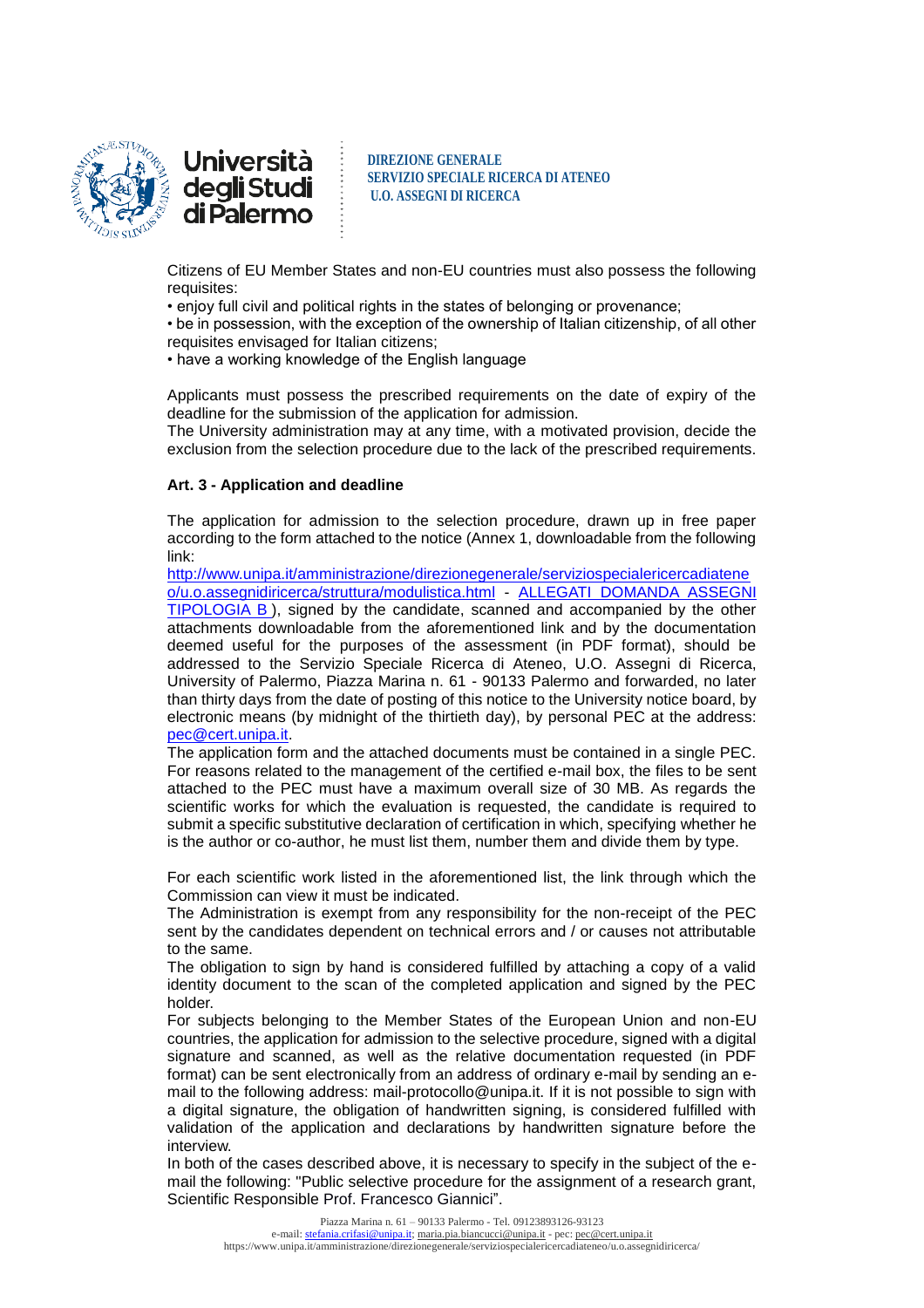Citizens of EU Member States and non-EU countries must also possess the following requisites:

- enjoy full civil and political rights in the states of belonging or provenance;
- be in possession, with the exception of the ownership of Italian citizenship, of all other requisites envisaged for Italian citizens;
- have a working knowledge of the English language

Applicants must possess the prescribed requirements on the date of expiry of the deadline for the submission of the application for admission.

The University administration may at any time, with a motivated provision, decide the exclusion from the selection procedure due to the lack of the prescribed requirements.

**Art. 3 - Application and deadline**

The application for admission to the selection procedure, drawn up in free paper according to the form attached to the notice (Annex 1, downloadable from the following link: http://www.unipa.it/amministrazione/direzionegenerale/serviziospecialericercadiateneo/u.o.assegnidiricerca/struttura/modulistica.html - ALLEGATI DOMANDA ASSEGNI TIPOLOGIA B ), signed by the candidate, scanned and accompanied by the other attachments downloadable from the aforementioned link and by the documentation deemed useful for the purposes of the assessment (in PDF format), should be addressed to the Servizio Speciale Ricerca di Ateneo, U.O. Assegni di Ricerca, University of Palermo, Piazza Marina n. 61 - 90133 Palermo and forwarded, no later than thirty days from the date of posting of this notice to the University notice board, by electronic means (by midnight of the thirtieth day), by personal PEC at the address: pec@cert.unipa.it.

The application form and the attached documents must be contained in a single PEC. For reasons related to the management of the certified e-mail box, the files to be sent attached to the PEC must have a maximum overall size of 30 MB. As regards the scientific works for which the evaluation is requested, the candidate is required to submit a specific substitutive declaration of certification in which, specifying whether he is the author or co-author, he must list them, number them and divide them by type.

For each scientific work listed in the aforementioned list, the link through which the Commission can view it must be indicated.

The Administration is exempt from any responsibility for the non-receipt of the PEC sent by the candidates dependent on technical errors and / or causes not attributable to the same.

The obligation to sign by hand is considered fulfilled by attaching a copy of a valid identity document to the scan of the completed application and signed by the PEC holder.

For subjects belonging to the Member States of the European Union and non-EU countries, the application for admission to the selective procedure, signed with a digital signature and scanned, as well as the relative documentation requested (in PDF format) can be sent electronically from an address of ordinary e-mail by sending an e-mail to the following address: mail-protocollo@unipa.it. If it is not possible to sign with a digital signature, the obligation of handwritten signing, is considered fulfilled with validation of the application and declarations by handwritten signature before the interview.

In both of the cases described above, it is necessary to specify in the subject of the e-mail the following: "Public selective procedure for the assignment of a research grant, Scientific Responsible Prof. Francesco Giannici".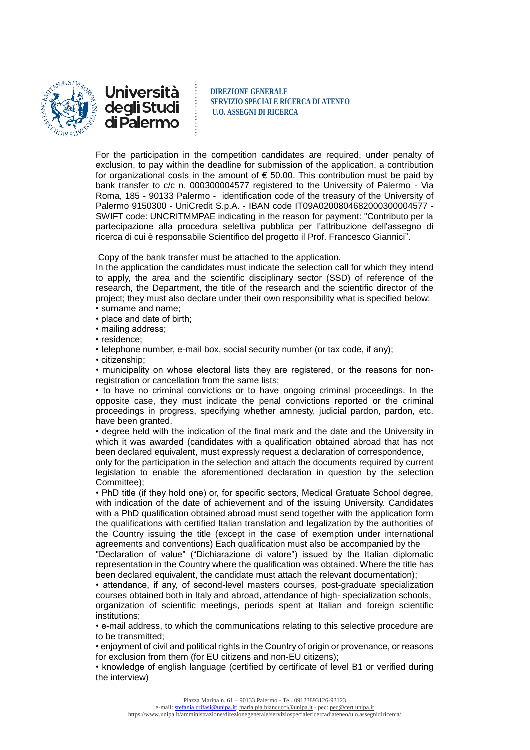For the participation in the competition candidates are required, under penalty of exclusion, to pay within the deadline for submission of the application, a contribution for organizational costs in the amount of € 50.00. This contribution must be paid by bank transfer to c/c n. 000300004577 registered to the University of Palermo - Via Roma, 185 - 90133 Palermo - identification code of the treasury of the University of Palermo 9150300 - UniCredit S.p.A. - IBAN code IT09A0200804682000300004577 - SWIFT code: UNCRITMMPAE indicating in the reason for payment: "Contributo per la partecipazione alla procedura selettiva pubblica per l'attribuzione dell'assegno di ricerca di cui è responsabile Scientifico del progetto il Prof. Francesco Giannici".

Copy of the bank transfer must be attached to the application.

In the application the candidates must indicate the selection call for which they intend to apply, the area and the scientific disciplinary sector (SSD) of reference of the research, the Department, the title of the research and the scientific director of the project; they must also declare under their own responsibility what is specified below:

- surname and name;
- place and date of birth;
- mailing address;
- residence;
- telephone number, e-mail box, social security number (or tax code, if any);
- citizenship;
- municipality on whose electoral lists they are registered, or the reasons for non-registration or cancellation from the same lists;
- to have no criminal convictions or to have ongoing criminal proceedings. In the opposite case, they must indicate the penal convictions reported or the criminal proceedings in progress, specifying whether amnesty, judicial pardon, pardon, etc. have been granted.
- degree held with the indication of the final mark and the date and the University in which it was awarded (candidates with a qualification obtained abroad that has not been declared equivalent, must expressly request a declaration of correspondence, only for the participation in the selection and attach the documents required by current legislation to enable the aforementioned declaration in question by the selection Committee);
- PhD title (if they hold one) or, for specific sectors, Medical Gratuate School degree, with indication of the date of achievement and of the issuing University. Candidates with a PhD qualification obtained abroad must send together with the application form the qualifications with certified Italian translation and legalization by the authorities of the Country issuing the title (except in the case of exemption under international agreements and conventions) Each qualification must also be accompanied by the "Declaration of value" ("Dichiarazione di valore") issued by the Italian diplomatic representation in the Country where the qualification was obtained. Where the title has been declared equivalent, the candidate must attach the relevant documentation);
- attendance, if any, of second-level masters courses, post-graduate specialization courses obtained both in Italy and abroad, attendance of high- specialization schools, organization of scientific meetings, periods spent at Italian and foreign scientific institutions;
- e-mail address, to which the communications relating to this selective procedure are to be transmitted;
- enjoyment of civil and political rights in the Country of origin or provenance, or reasons for exclusion from them (for EU citizens and non-EU citizens);
- knowledge of english language (certified by certificate of level B1 or verified during the interview)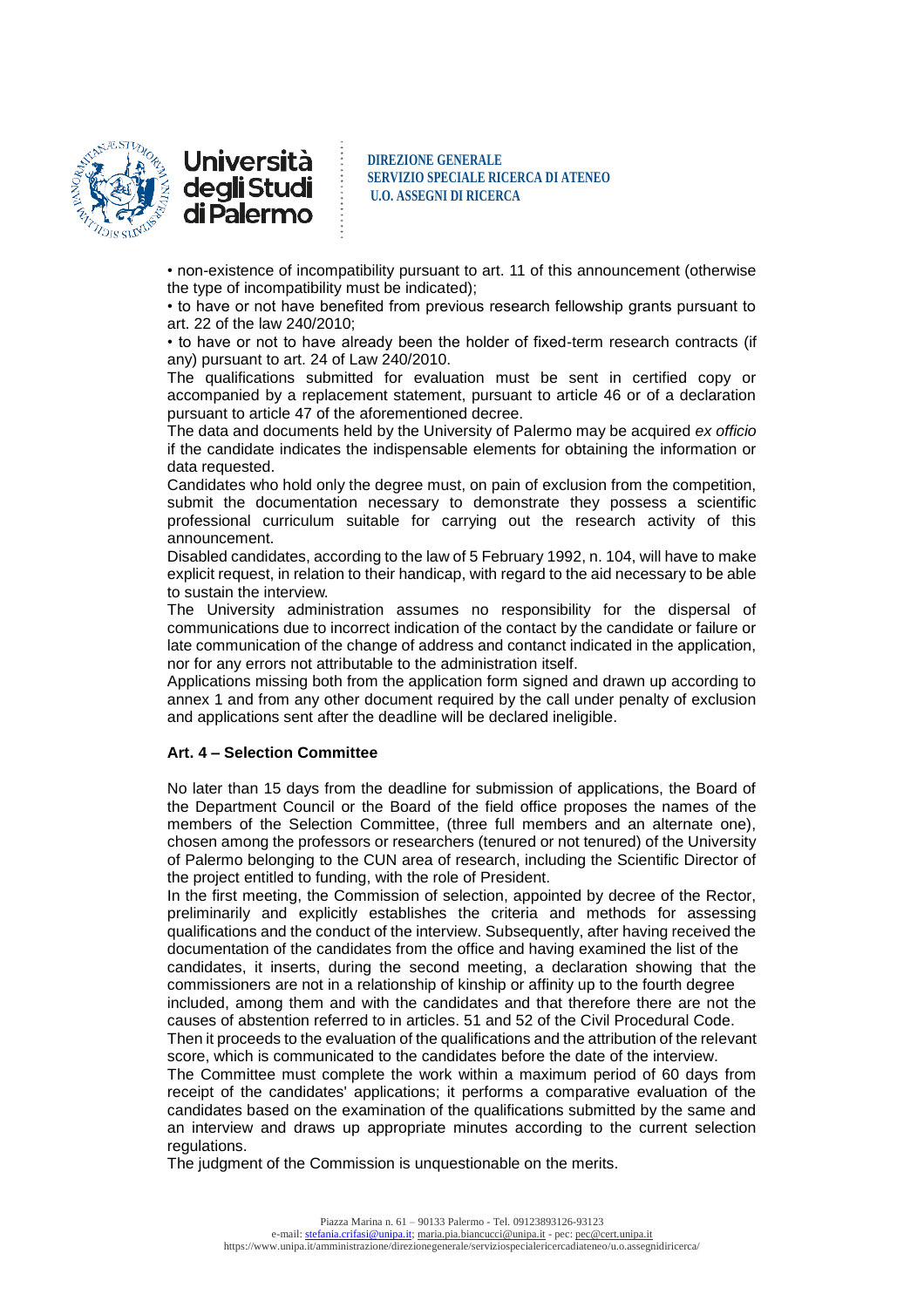• non-existence of incompatibility pursuant to art. 11 of this announcement (otherwise the type of incompatibility must be indicated);

• to have or not have benefited from previous research fellowship grants pursuant to art. 22 of the law 240/2010;

• to have or not to have already been the holder of fixed-term research contracts (if any) pursuant to art. 24 of Law 240/2010.

The qualifications submitted for evaluation must be sent in certified copy or accompanied by a replacement statement, pursuant to article 46 or of a declaration pursuant to article 47 of the aforementioned decree.

The data and documents held by the University of Palermo may be acquired *ex officio* if the candidate indicates the indispensable elements for obtaining the information or data requested.

Candidates who hold only the degree must, on pain of exclusion from the competition, submit the documentation necessary to demonstrate they possess a scientific professional curriculum suitable for carrying out the research activity of this announcement.

Disabled candidates, according to the law of 5 February 1992, n. 104, will have to make explicit request, in relation to their handicap, with regard to the aid necessary to be able to sustain the interview.

The University administration assumes no responsibility for the dispersal of communications due to incorrect indication of the contact by the candidate or failure or late communication of the change of address and contanct indicated in the application, nor for any errors not attributable to the administration itself.

Applications missing both from the application form signed and drawn up according to annex 1 and from any other document required by the call under penalty of exclusion and applications sent after the deadline will be declared ineligible.

### Art. 4 – Selection Committee

No later than 15 days from the deadline for submission of applications, the Board of the Department Council or the Board of the field office proposes the names of the members of the Selection Committee, (three full members and an alternate one), chosen among the professors or researchers (tenured or not tenured) of the University of Palermo belonging to the CUN area of research, including the Scientific Director of the project entitled to funding, with the role of President.

In the first meeting, the Commission of selection, appointed by decree of the Rector, preliminarily and explicitly establishes the criteria and methods for assessing qualifications and the conduct of the interview. Subsequently, after having received the documentation of the candidates from the office and having examined the list of the candidates, it inserts, during the second meeting, a declaration showing that the commissioners are not in a relationship of kinship or affinity up to the fourth degree included, among them and with the candidates and that therefore there are not the causes of abstention referred to in articles. 51 and 52 of the Civil Procedural Code.

Then it proceeds to the evaluation of the qualifications and the attribution of the relevant score, which is communicated to the candidates before the date of the interview.

The Committee must complete the work within a maximum period of 60 days from receipt of the candidates' applications; it performs a comparative evaluation of the candidates based on the examination of the qualifications submitted by the same and an interview and draws up appropriate minutes according to the current selection regulations.

The judgment of the Commission is unquestionable on the merits.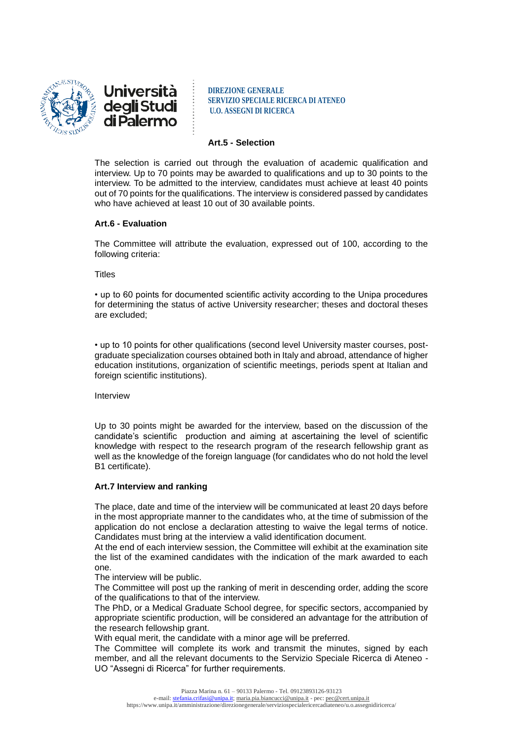### Art.5 - Selection

The selection is carried out through the evaluation of academic qualification and interview. Up to 70 points may be awarded to qualifications and up to 30 points to the interview. To be admitted to the interview, candidates must achieve at least 40 points out of 70 points for the qualifications. The interview is considered passed by candidates who have achieved at least 10 out of 30 available points.

### Art.6 - Evaluation

The Committee will attribute the evaluation, expressed out of 100, according to the following criteria:

Titles

- up to 60 points for documented scientific activity according to the Unipa procedures for determining the status of active University researcher; theses and doctoral theses are excluded;

- up to 10 points for other qualifications (second level University master courses, post-graduate specialization courses obtained both in Italy and abroad, attendance of higher education institutions, organization of scientific meetings, periods spent at Italian and foreign scientific institutions).

Interview

Up to 30 points might be awarded for the interview, based on the discussion of the candidate's scientific production and aiming at ascertaining the level of scientific knowledge with respect to the research program of the research fellowship grant as well as the knowledge of the foreign language (for candidates who do not hold the level B1 certificate).

### Art.7 Interview and ranking

The place, date and time of the interview will be communicated at least 20 days before in the most appropriate manner to the candidates who, at the time of submission of the application do not enclose a declaration attesting to waive the legal terms of notice. Candidates must bring at the interview a valid identification document.

At the end of each interview session, the Committee will exhibit at the examination site the list of the examined candidates with the indication of the mark awarded to each one.

The interview will be public.

The Committee will post up the ranking of merit in descending order, adding the score of the qualifications to that of the interview.

The PhD, or a Medical Graduate School degree, for specific sectors, accompanied by appropriate scientific production, will be considered an advantage for the attribution of the research fellowship grant.

With equal merit, the candidate with a minor age will be preferred.

The Committee will complete its work and transmit the minutes, signed by each member, and all the relevant documents to the Servizio Speciale Ricerca di Ateneo - UO "Assegni di Ricerca" for further requirements.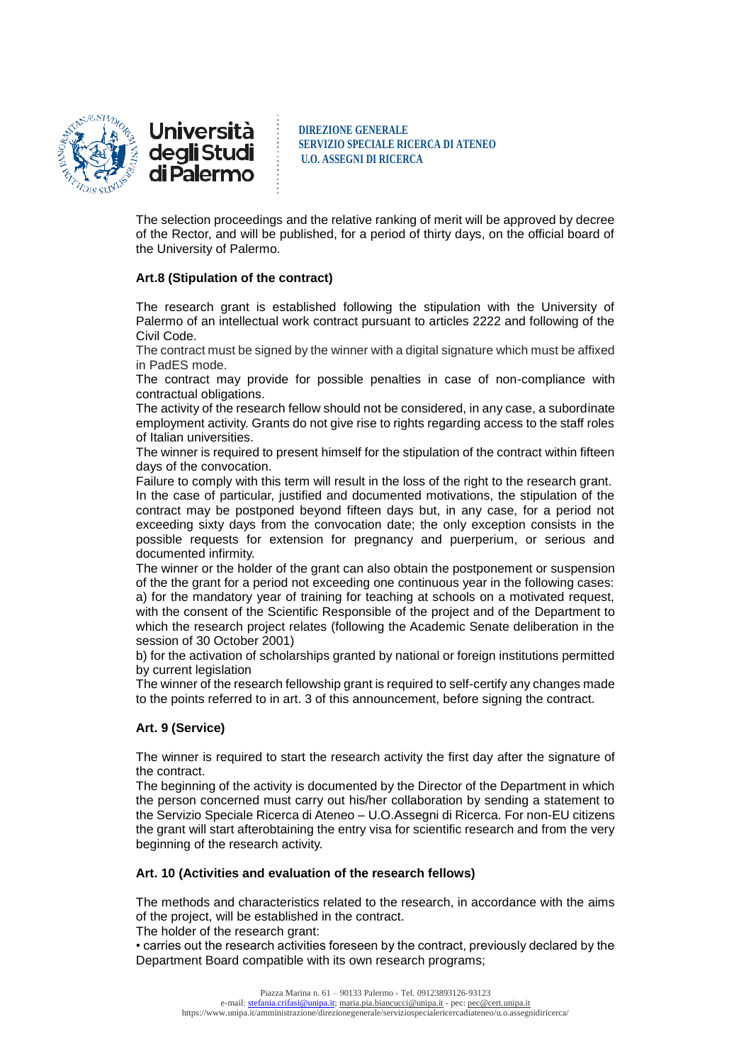The selection proceedings and the relative ranking of merit will be approved by decree of the Rector, and will be published, for a period of thirty days, on the official board of the University of Palermo.

**Art.8 (Stipulation of the contract)**

The research grant is established following the stipulation with the University of Palermo of an intellectual work contract pursuant to articles 2222 and following of the Civil Code.

The contract must be signed by the winner with a digital signature which must be affixed in PadES mode.

The contract may provide for possible penalties in case of non-compliance with contractual obligations.

The activity of the research fellow should not be considered, in any case, a subordinate employment activity. Grants do not give rise to rights regarding access to the staff roles of Italian universities.

The winner is required to present himself for the stipulation of the contract within fifteen days of the convocation.

Failure to comply with this term will result in the loss of the right to the research grant.

In the case of particular, justified and documented motivations, the stipulation of the contract may be postponed beyond fifteen days but, in any case, for a period not exceeding sixty days from the convocation date; the only exception consists in the possible requests for extension for pregnancy and puerperium, or serious and documented infirmity.

The winner or the holder of the grant can also obtain the postponement or suspension of the the grant for a period not exceeding one continuous year in the following cases:

a) for the mandatory year of training for teaching at schools on a motivated request, with the consent of the Scientific Responsible of the project and of the Department to which the research project relates (following the Academic Senate deliberation in the session of 30 October 2001)

b) for the activation of scholarships granted by national or foreign institutions permitted by current legislation

The winner of the research fellowship grant is required to self-certify any changes made to the points referred to in art. 3 of this announcement, before signing the contract.

**Art. 9 (Service)**

The winner is required to start the research activity the first day after the signature of the contract.

The beginning of the activity is documented by the Director of the Department in which the person concerned must carry out his/her collaboration by sending a statement to the Servizio Speciale Ricerca di Ateneo – U.O.Assegni di Ricerca. For non-EU citizens the grant will start afterobtaining the entry visa for scientific research and from the very beginning of the research activity.

**Art. 10 (Activities and evaluation of the research fellows)**

The methods and characteristics related to the research, in accordance with the aims of the project, will be established in the contract.

The holder of the research grant:

• carries out the research activities foreseen by the contract, previously declared by the Department Board compatible with its own research programs;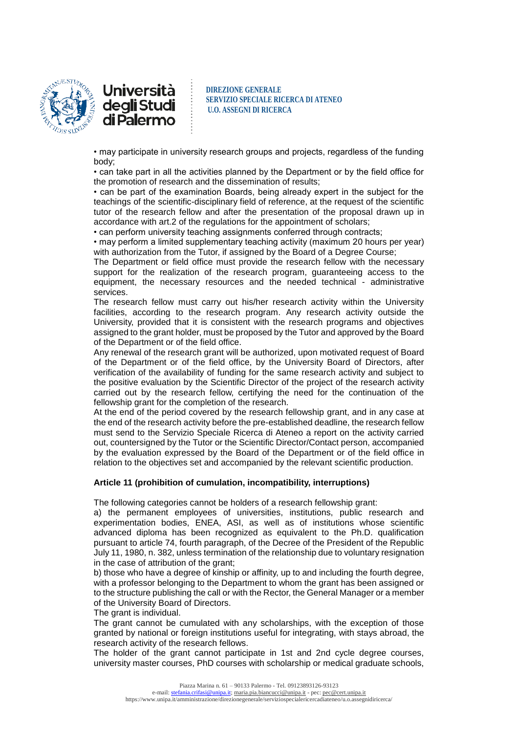• may participate in university research groups and projects, regardless of the funding body;

• can take part in all the activities planned by the Department or by the field office for the promotion of research and the dissemination of results;

• can be part of the examination Boards, being already expert in the subject for the teachings of the scientific-disciplinary field of reference, at the request of the scientific tutor of the research fellow and after the presentation of the proposal drawn up in accordance with art.2 of the regulations for the appointment of scholars;

• can perform university teaching assignments conferred through contracts;

• may perform a limited supplementary teaching activity (maximum 20 hours per year) with authorization from the Tutor, if assigned by the Board of a Degree Course;

The Department or field office must provide the research fellow with the necessary support for the realization of the research program, guaranteeing access to the equipment, the necessary resources and the needed technical - administrative services.

The research fellow must carry out his/her research activity within the University facilities, according to the research program. Any research activity outside the University, provided that it is consistent with the research programs and objectives assigned to the grant holder, must be proposed by the Tutor and approved by the Board of the Department or of the field office.

Any renewal of the research grant will be authorized, upon motivated request of Board of the Department or of the field office, by the University Board of Directors, after verification of the availability of funding for the same research activity and subject to the positive evaluation by the Scientific Director of the project of the research activity carried out by the research fellow, certifying the need for the continuation of the fellowship grant for the completion of the research.

At the end of the period covered by the research fellowship grant, and in any case at the end of the research activity before the pre-established deadline, the research fellow must send to the Servizio Speciale Ricerca di Ateneo a report on the activity carried out, countersigned by the Tutor or the Scientific Director/Contact person, accompanied by the evaluation expressed by the Board of the Department or of the field office in relation to the objectives set and accompanied by the relevant scientific production.

### Article 11 (prohibition of cumulation, incompatibility, interruptions)

The following categories cannot be holders of a research fellowship grant:

a) the permanent employees of universities, institutions, public research and experimentation bodies, ENEA, ASI, as well as of institutions whose scientific advanced diploma has been recognized as equivalent to the Ph.D. qualification pursuant to article 74, fourth paragraph, of the Decree of the President of the Republic July 11, 1980, n. 382, unless termination of the relationship due to voluntary resignation in the case of attribution of the grant;

b) those who have a degree of kinship or affinity, up to and including the fourth degree, with a professor belonging to the Department to whom the grant has been assigned or to the structure publishing the call or with the Rector, the General Manager or a member of the University Board of Directors.

The grant is individual.

The grant cannot be cumulated with any scholarships, with the exception of those granted by national or foreign institutions useful for integrating, with stays abroad, the research activity of the research fellows.

The holder of the grant cannot participate in 1st and 2nd cycle degree courses, university master courses, PhD courses with scholarship or medical graduate schools,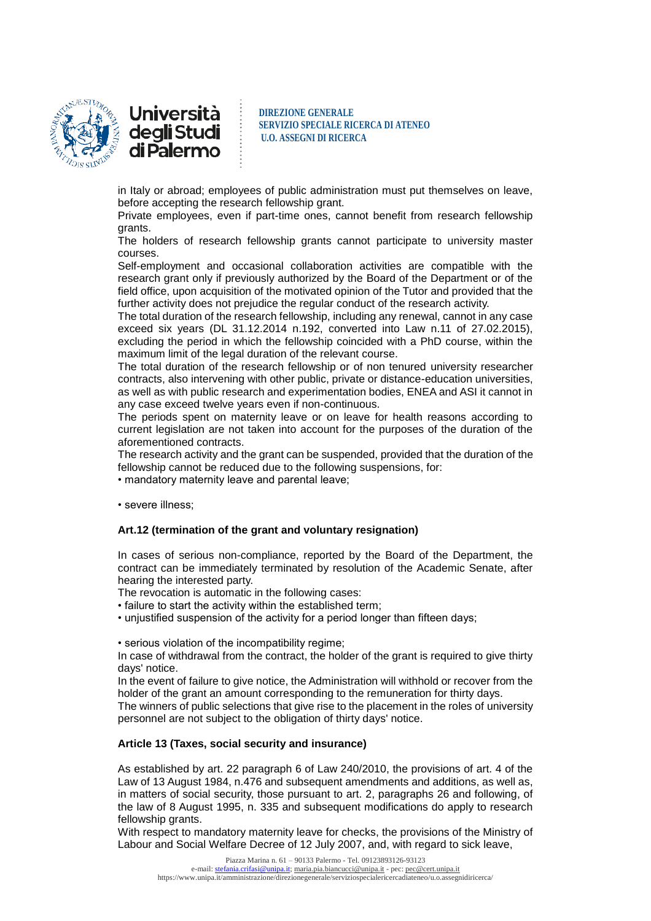in Italy or abroad; employees of public administration must put themselves on leave, before accepting the research fellowship grant.

Private employees, even if part-time ones, cannot benefit from research fellowship grants.

The holders of research fellowship grants cannot participate to university master courses.

Self-employment and occasional collaboration activities are compatible with the research grant only if previously authorized by the Board of the Department or of the field office, upon acquisition of the motivated opinion of the Tutor and provided that the further activity does not prejudice the regular conduct of the research activity.

The total duration of the research fellowship, including any renewal, cannot in any case exceed six years (DL 31.12.2014 n.192, converted into Law n.11 of 27.02.2015), excluding the period in which the fellowship coincided with a PhD course, within the maximum limit of the legal duration of the relevant course.

The total duration of the research fellowship or of non tenured university researcher contracts, also intervening with other public, private or distance-education universities, as well as with public research and experimentation bodies, ENEA and ASI it cannot in any case exceed twelve years even if non-continuous.

The periods spent on maternity leave or on leave for health reasons according to current legislation are not taken into account for the purposes of the duration of the aforementioned contracts.

The research activity and the grant can be suspended, provided that the duration of the fellowship cannot be reduced due to the following suspensions, for:

- mandatory maternity leave and parental leave;
- severe illness;

**Art.12 (termination of the grant and voluntary resignation)**

In cases of serious non-compliance, reported by the Board of the Department, the contract can be immediately terminated by resolution of the Academic Senate, after hearing the interested party.

The revocation is automatic in the following cases:

- failure to start the activity within the established term;
- unjustified suspension of the activity for a period longer than fifteen days;
- serious violation of the incompatibility regime;

In case of withdrawal from the contract, the holder of the grant is required to give thirty days' notice.

In the event of failure to give notice, the Administration will withhold or recover from the holder of the grant an amount corresponding to the remuneration for thirty days.

The winners of public selections that give rise to the placement in the roles of university personnel are not subject to the obligation of thirty days' notice.

**Article 13 (Taxes, social security and insurance)**

As established by art. 22 paragraph 6 of Law 240/2010, the provisions of art. 4 of the Law of 13 August 1984, n.476 and subsequent amendments and additions, as well as, in matters of social security, those pursuant to art. 2, paragraphs 26 and following, of the law of 8 August 1995, n. 335 and subsequent modifications do apply to research fellowship grants.

With respect to mandatory maternity leave for checks, the provisions of the Ministry of Labour and Social Welfare Decree of 12 July 2007, and, with regard to sick leave,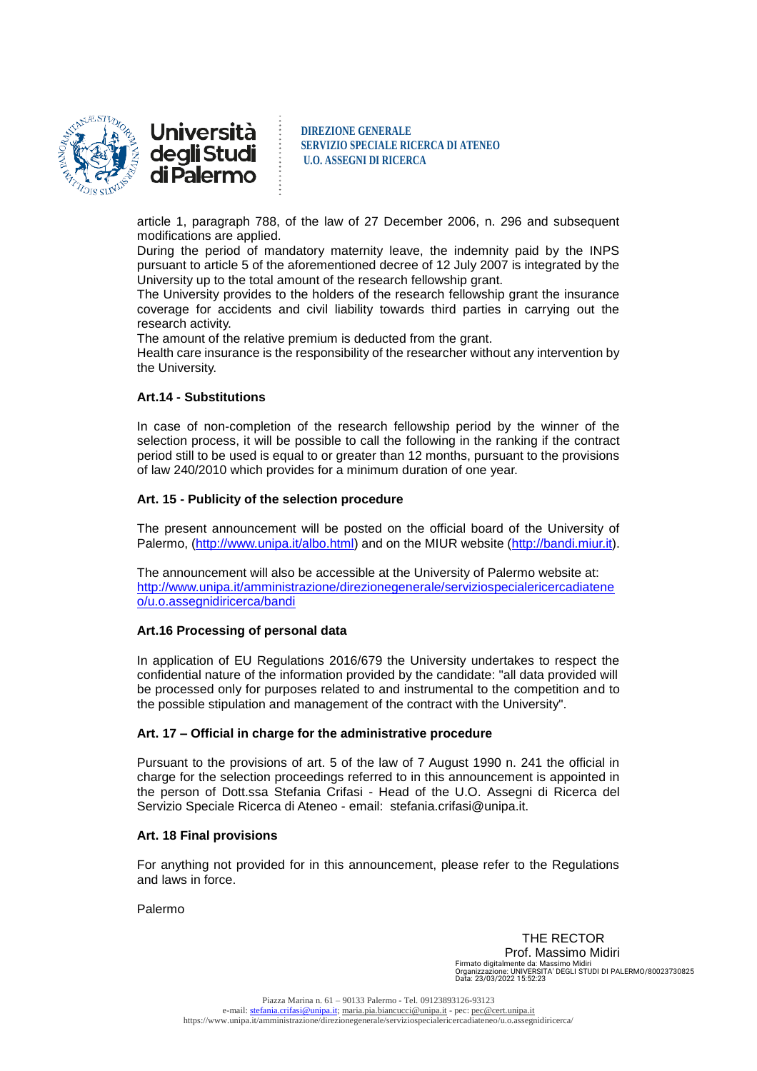article 1, paragraph 788, of the law of 27 December 2006, n. 296 and subsequent modifications are applied.

During the period of mandatory maternity leave, the indemnity paid by the INPS pursuant to article 5 of the aforementioned decree of 12 July 2007 is integrated by the University up to the total amount of the research fellowship grant.

The University provides to the holders of the research fellowship grant the insurance coverage for accidents and civil liability towards third parties in carrying out the research activity.

The amount of the relative premium is deducted from the grant.

Health care insurance is the responsibility of the researcher without any intervention by the University.

**Art.14 - Substitutions**

In case of non-completion of the research fellowship period by the winner of the selection process, it will be possible to call the following in the ranking if the contract period still to be used is equal to or greater than 12 months, pursuant to the provisions of law 240/2010 which provides for a minimum duration of one year.

**Art. 15 - Publicity of the selection procedure**

The present announcement will be posted on the official board of the University of Palermo, (http://www.unipa.it/albo.html) and on the MIUR website (http://bandi.miur.it).

The announcement will also be accessible at the University of Palermo website at: http://www.unipa.it/amministrazione/direzionegenerale/serviziospecialericercadiateneo/u.o.assegnidiricerca/bandi

**Art.16 Processing of personal data**

In application of EU Regulations 2016/679 the University undertakes to respect the confidential nature of the information provided by the candidate: "all data provided will be processed only for purposes related to and instrumental to the competition and to the possible stipulation and management of the contract with the University".

**Art. 17 – Official in charge for the administrative procedure**

Pursuant to the provisions of art. 5 of the law of 7 August 1990 n. 241 the official in charge for the selection proceedings referred to in this announcement is appointed in the person of Dott.ssa Stefania Crifasi - Head of the U.O. Assegni di Ricerca del Servizio Speciale Ricerca di Ateneo - email: stefania.crifasi@unipa.it.

**Art. 18 Final provisions**

For anything not provided for in this announcement, please refer to the Regulations and laws in force.

Palermo

THE RECTOR
Prof. Massimo Midiri

Firmato digitalmente da: Massimo Midiri
Organizzazione: UNIVERSITA' DEGLI STUDI DI PALERMO/80023730825
Data: 23/03/2022 15:52:23